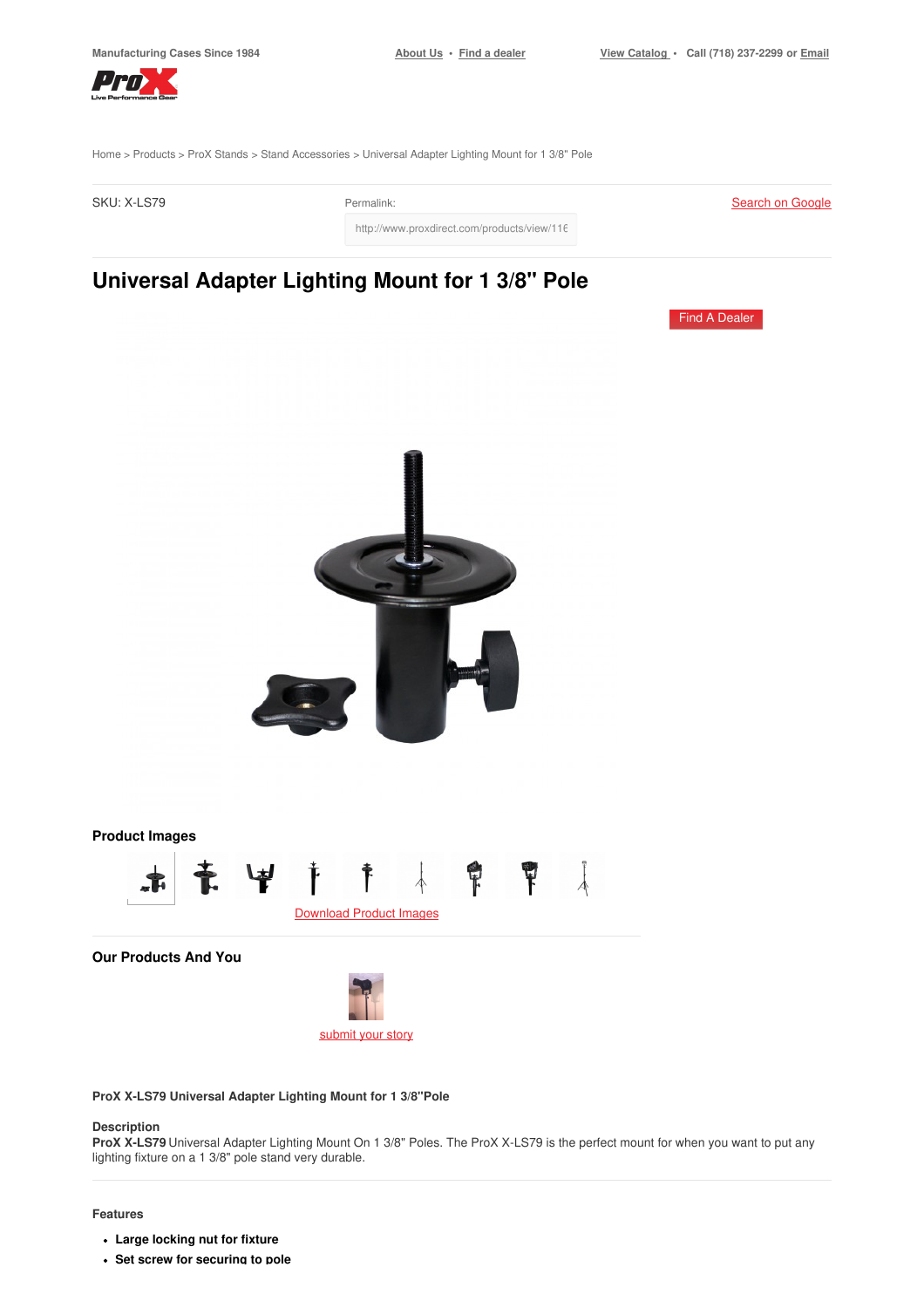Manufacturing Cases Since 1984

About Us • Find a dealer

View Catalog • Call (718) 237-2299 or Email

Home > Products > ProX Stands > Stand Accessories > Universal Adapter Lighting Mount for 1 3/8" Pole

SKU: X-LS79

Permalink: http://www.proxdirect.com/products/view/11€

Search on Google

# Universal Adapter Lighting Mount for 1 3/8" Pole

Find A Dealer

## Product Images

Download Product Images

## Our Products And You

submit your story

### ProX X-LS79 Universal Adapter Lighting Mount for 1 3/8"Pole

**Description**

**ProX X-LS79** Universal Adapter Lighting Mount On 1 3/8" Poles. The ProX X-LS79 is the perfect mount for when you want to put any lighting fixture on a 1 3/8" pole stand very durable.

**Features**

- **Large locking nut for fixture**
- **Set screw for securing to pole**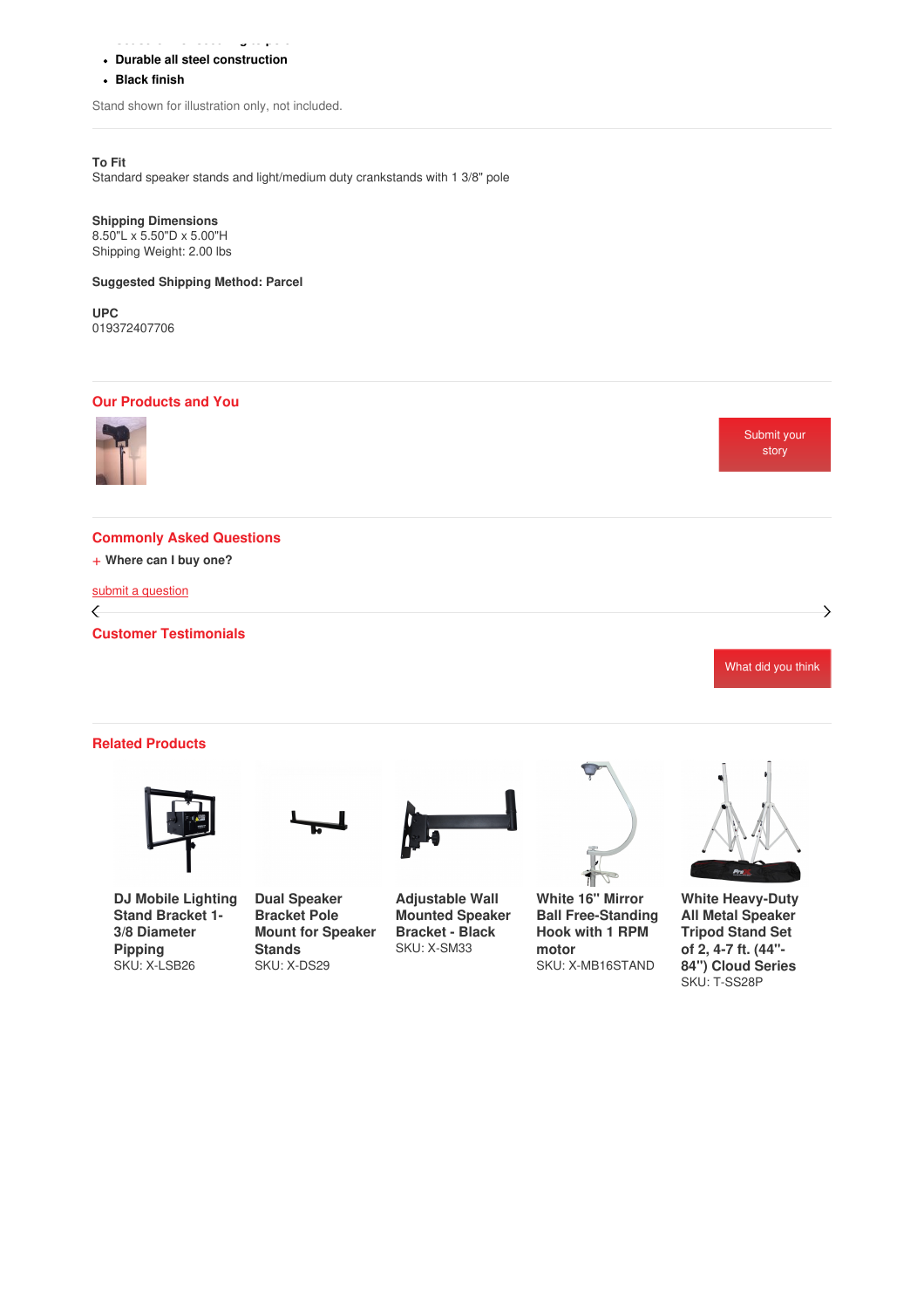- Durable all steel construction
- Black finish

Stand shown for illustration only, not included.

**To Fit**
Standard speaker stands and light/medium duty crankstands with 1 3/8" pole

**Shipping Dimensions**
8.50"L x 5.50"D x 5.00"H
Shipping Weight: 2.00 lbs

**Suggested Shipping Method: Parcel**

**UPC**
019372407706

## Our Products and You

Submit your story

## Commonly Asked Questions

+ **Where can I buy one?**

submit a question

## Customer Testimonials

What did you think

## Related Products

**DJ Mobile Lighting Stand Bracket 1-3/8 Diameter Pipping**
SKU: X-LSB26

**Dual Speaker Bracket Pole Mount for Speaker Stands**
SKU: X-DS29

**Adjustable Wall Mounted Speaker Bracket - Black**
SKU: X-SM33

**White 16" Mirror Ball Free-Standing Hook with 1 RPM motor**
SKU: X-MB16STAND

**White Heavy-Duty All Metal Speaker Tripod Stand Set of 2, 4-7 ft. (44"-84") Cloud Series**
SKU: T-SS28P